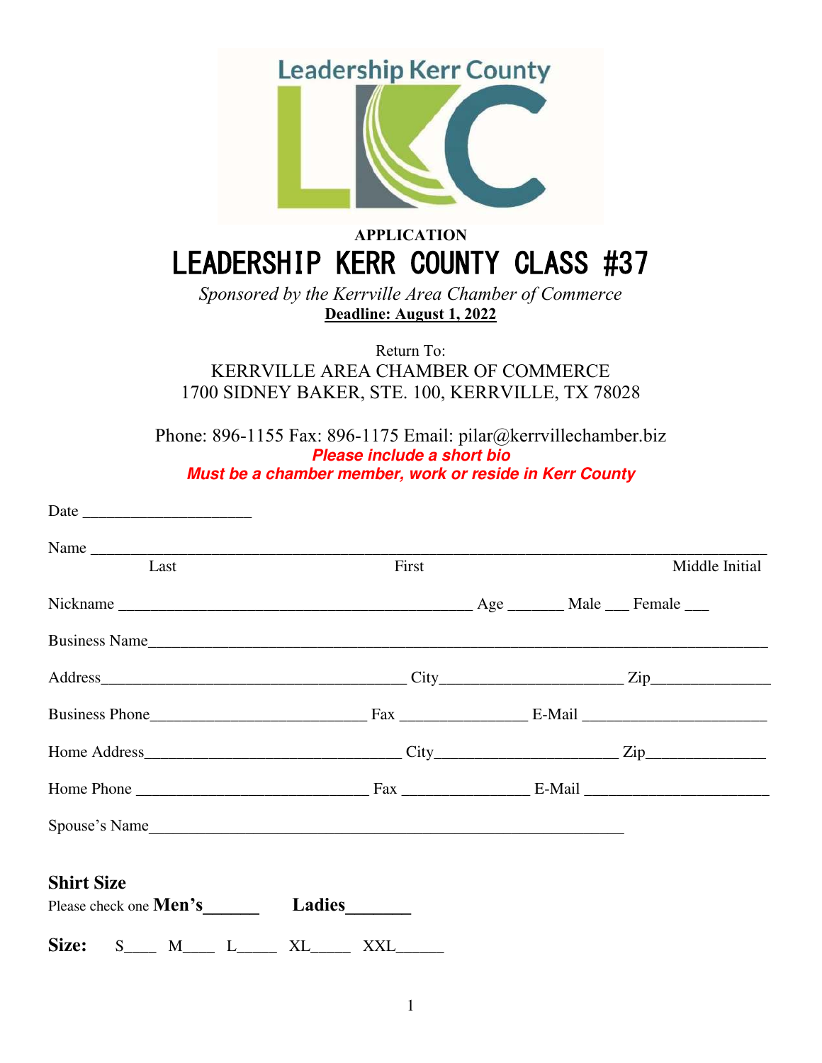**APPLICATION**

# LEADERSHIP KERR COUNTY CLASS #37

*Sponsored by the Kerrville Area Chamber of Commerce*

**Deadline: August 1, 2022**

Return To:
KERRVILLE AREA CHAMBER OF COMMERCE
1700 SIDNEY BAKER, STE. 100, KERRVILLE, TX 78028

Phone: 896-1155 Fax: 896-1175 Email: pilar@kerrvillechamber.biz

***Please include a short bio***

***Must be a chamber member, work or reside in Kerr County***

Date ____________________

Name ________________________________________________________________
Last First Middle Initial

Nickname ______________________________________ Age ______ Male ___ Female ___

Business Name____________________________________________________________

Address_________________________________ City____________________ Zip_____________

Business Phone________________________ Fax _____________ E-Mail ____________________

Home Address___________________________ City____________________ Zip_____________

Home Phone ___________________________ Fax _____________ E-Mail ____________________

Spouse's Name____________________________________________________

**Shirt Size**

Please check one **Men's______** **Ladies_______**

**Size:** S____ M____ L_____ XL_____ XXL______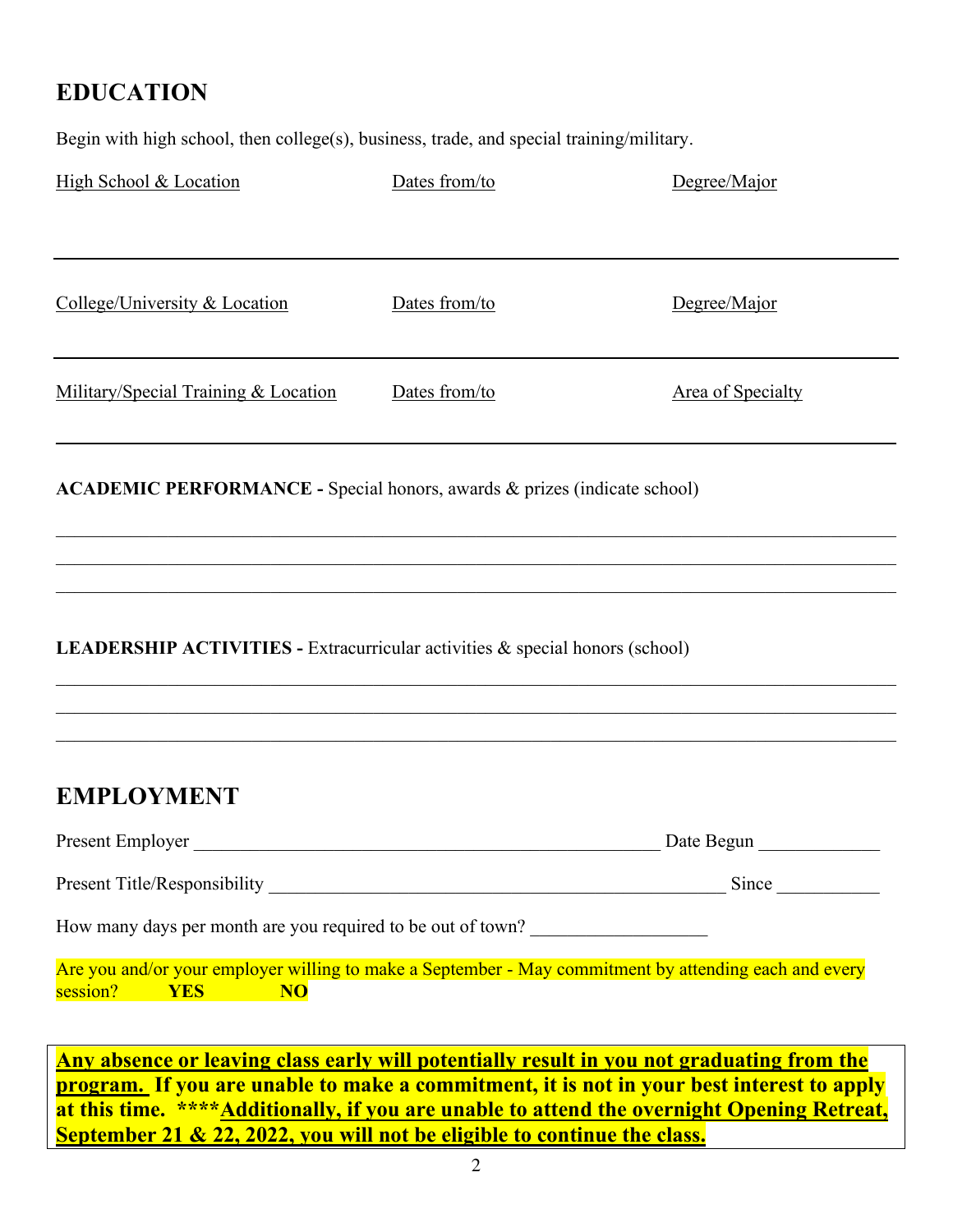## EDUCATION

Begin with high school, then college(s), business, trade, and special training/military.

| High School & Location | Dates from/to | Degree/Major |
| --- | --- | --- |
| | | |

| College/University & Location | Dates from/to | Degree/Major |
| --- | --- | --- |
| | | |

| Military/Special Training & Location | Dates from/to | Area of Specialty |
| --- | --- | --- |
| | | |

**ACADEMIC PERFORMANCE -** Special honors, awards & prizes (indicate school)

\_\_\_\_\_\_\_\_\_\_\_\_\_\_\_\_\_\_\_\_\_\_\_\_\_\_\_\_\_\_\_\_\_\_\_\_\_\_\_\_\_\_\_\_\_\_\_\_\_\_\_\_\_\_\_\_\_\_\_\_\_\_\_\_\_\_\_\_\_\_\_\_\_\_\_\_\_\_

\_\_\_\_\_\_\_\_\_\_\_\_\_\_\_\_\_\_\_\_\_\_\_\_\_\_\_\_\_\_\_\_\_\_\_\_\_\_\_\_\_\_\_\_\_\_\_\_\_\_\_\_\_\_\_\_\_\_\_\_\_\_\_\_\_\_\_\_\_\_\_\_\_\_\_\_\_\_

\_\_\_\_\_\_\_\_\_\_\_\_\_\_\_\_\_\_\_\_\_\_\_\_\_\_\_\_\_\_\_\_\_\_\_\_\_\_\_\_\_\_\_\_\_\_\_\_\_\_\_\_\_\_\_\_\_\_\_\_\_\_\_\_\_\_\_\_\_\_\_\_\_\_\_\_\_\_

**LEADERSHIP ACTIVITIES -** Extracurricular activities & special honors (school)

\_\_\_\_\_\_\_\_\_\_\_\_\_\_\_\_\_\_\_\_\_\_\_\_\_\_\_\_\_\_\_\_\_\_\_\_\_\_\_\_\_\_\_\_\_\_\_\_\_\_\_\_\_\_\_\_\_\_\_\_\_\_\_\_\_\_\_\_\_\_\_\_\_\_\_\_\_\_

\_\_\_\_\_\_\_\_\_\_\_\_\_\_\_\_\_\_\_\_\_\_\_\_\_\_\_\_\_\_\_\_\_\_\_\_\_\_\_\_\_\_\_\_\_\_\_\_\_\_\_\_\_\_\_\_\_\_\_\_\_\_\_\_\_\_\_\_\_\_\_\_\_\_\_\_\_\_

\_\_\_\_\_\_\_\_\_\_\_\_\_\_\_\_\_\_\_\_\_\_\_\_\_\_\_\_\_\_\_\_\_\_\_\_\_\_\_\_\_\_\_\_\_\_\_\_\_\_\_\_\_\_\_\_\_\_\_\_\_\_\_\_\_\_\_\_\_\_\_\_\_\_\_\_\_\_

## EMPLOYMENT

Present Employer \_\_\_\_\_\_\_\_\_\_\_\_\_\_\_\_\_\_\_\_\_\_\_\_\_\_\_\_\_\_\_\_\_\_\_\_\_\_\_\_\_\_\_\_\_\_\_\_ Date Begun \_\_\_\_\_\_\_\_\_\_\_\_

Present Title/Responsibility \_\_\_\_\_\_\_\_\_\_\_\_\_\_\_\_\_\_\_\_\_\_\_\_\_\_\_\_\_\_\_\_\_\_\_\_\_\_\_\_\_\_\_\_\_\_ Since \_\_\_\_\_\_\_\_\_\_

How many days per month are you required to be out of town? \_\_\_\_\_\_\_\_\_\_\_\_\_\_\_\_\_\_

Are you and/or your employer willing to make a September - May commitment by attending each and every session? **YES** **NO**

**Any absence or leaving class early will potentially result in you not graduating from the program. If you are unable to make a commitment, it is not in your best interest to apply at this time. \*\*\*\*Additionally, if you are unable to attend the overnight Opening Retreat, September 21 & 22, 2022, you will not be eligible to continue the class.**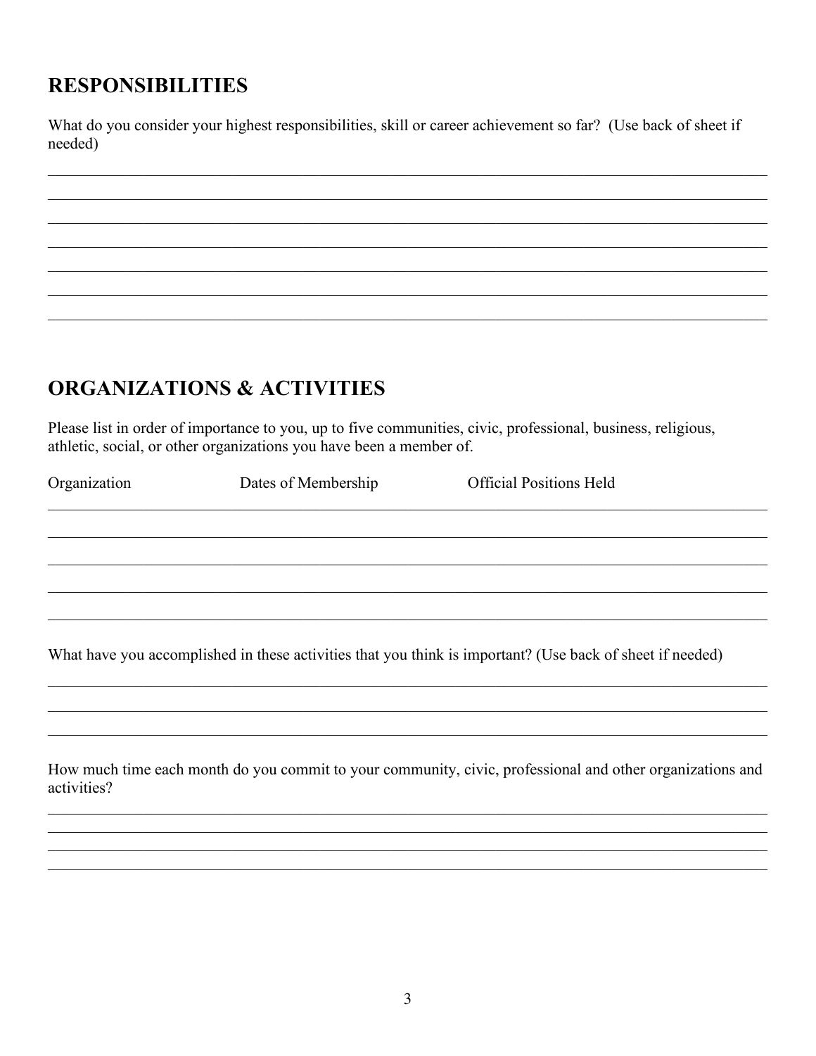## RESPONSIBILITIES

What do you consider your highest responsibilities, skill or career achievement so far? (Use back of sheet if needed)

______________________________________________________________________________
______________________________________________________________________________
______________________________________________________________________________
______________________________________________________________________________
______________________________________________________________________________
______________________________________________________________________________
______________________________________________________________________________

## ORGANIZATIONS & ACTIVITIES

Please list in order of importance to you, up to five communities, civic, professional, business, religious, athletic, social, or other organizations you have been a member of.

| Organization | Dates of Membership | Official Positions Held |
|---|---|---|
| | | |
| | | |
| | | |
| | | |
| | | |

What have you accomplished in these activities that you think is important? (Use back of sheet if needed)

______________________________________________________________________________
______________________________________________________________________________
______________________________________________________________________________

How much time each month do you commit to your community, civic, professional and other organizations and activities?

______________________________________________________________________________
______________________________________________________________________________
______________________________________________________________________________
______________________________________________________________________________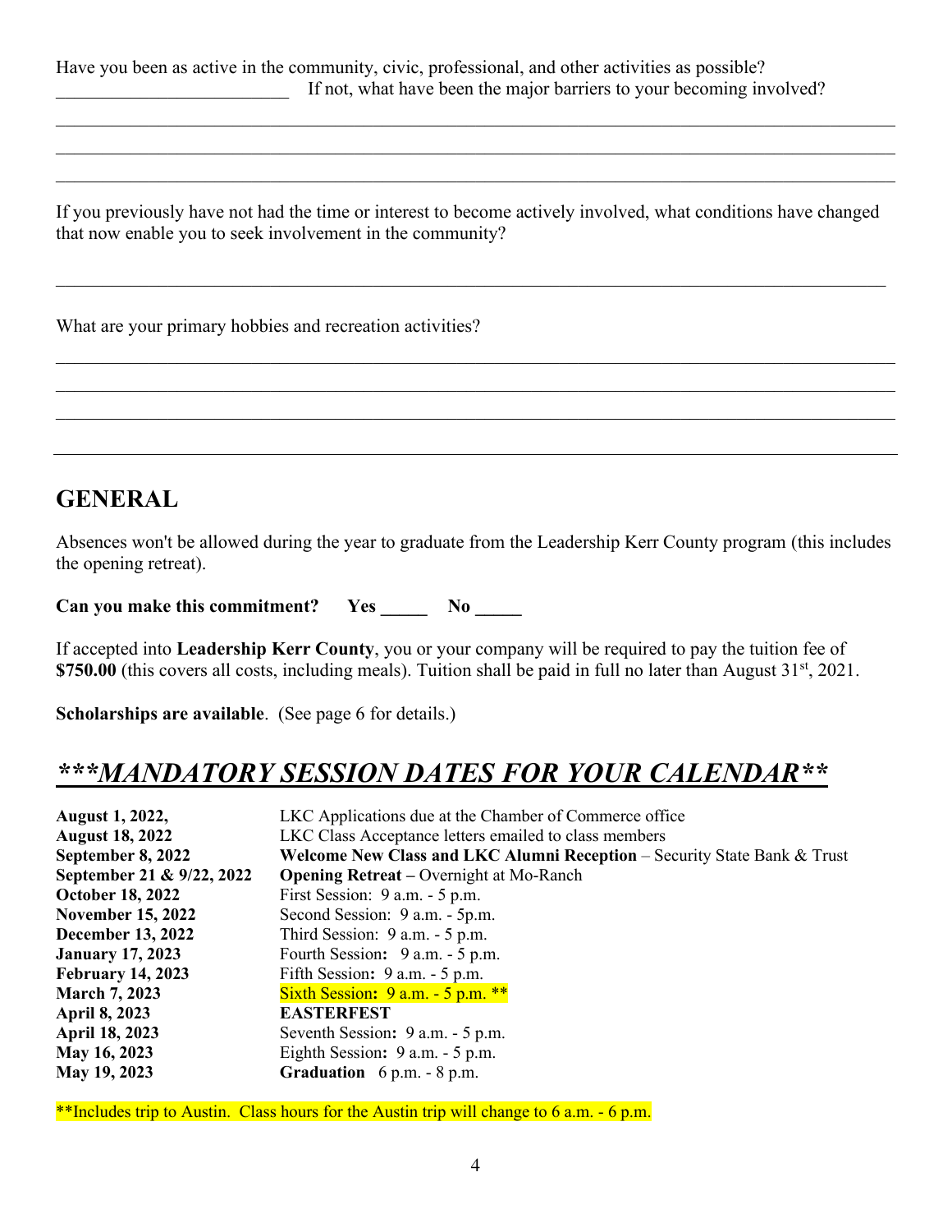Have you been as active in the community, civic, professional, and other activities as possible?
__________________________ If not, what have been the major barriers to your becoming involved?

______________________________________________________________________________

______________________________________________________________________________

______________________________________________________________________________

If you previously have not had the time or interest to become actively involved, what conditions have changed that now enable you to seek involvement in the community?

______________________________________________________________________________

What are your primary hobbies and recreation activities?

______________________________________________________________________________

______________________________________________________________________________

______________________________________________________________________________

______________________________________________________________________________

## GENERAL

Absences won't be allowed during the year to graduate from the Leadership Kerr County program (this includes the opening retreat).

**Can you make this commitment? Yes _____ No _____**

If accepted into **Leadership Kerr County**, you or your company will be required to pay the tuition fee of **$750.00** (this covers all costs, including meals). Tuition shall be paid in full no later than August 31st, 2021.

**Scholarships are available**. (See page 6 for details.)

## ***\*\*\*MANDATORY SESSION DATES FOR YOUR CALENDAR\*\****

| | |
|---|---|
| **August 1, 2022,** | LKC Applications due at the Chamber of Commerce office |
| **August 18, 2022** | LKC Class Acceptance letters emailed to class members |
| **September 8, 2022** | **Welcome New Class and LKC Alumni Reception** – Security State Bank & Trust |
| **September 21 & 9/22, 2022** | **Opening Retreat –** Overnight at Mo-Ranch |
| **October 18, 2022** | First Session: 9 a.m. - 5 p.m. |
| **November 15, 2022** | Second Session: 9 a.m. - 5p.m. |
| **December 13, 2022** | Third Session: 9 a.m. - 5 p.m. |
| **January 17, 2023** | Fourth Session: 9 a.m. - 5 p.m. |
| **February 14, 2023** | Fifth Session: 9 a.m. - 5 p.m. |
| **March 7, 2023** | Sixth Session: 9 a.m. - 5 p.m. ** |
| **April 8, 2023** | **EASTERFEST** |
| **April 18, 2023** | Seventh Session: 9 a.m. - 5 p.m. |
| **May 16, 2023** | Eighth Session: 9 a.m. - 5 p.m. |
| **May 19, 2023** | **Graduation** 6 p.m. - 8 p.m. |

**Includes trip to Austin. Class hours for the Austin trip will change to 6 a.m. - 6 p.m.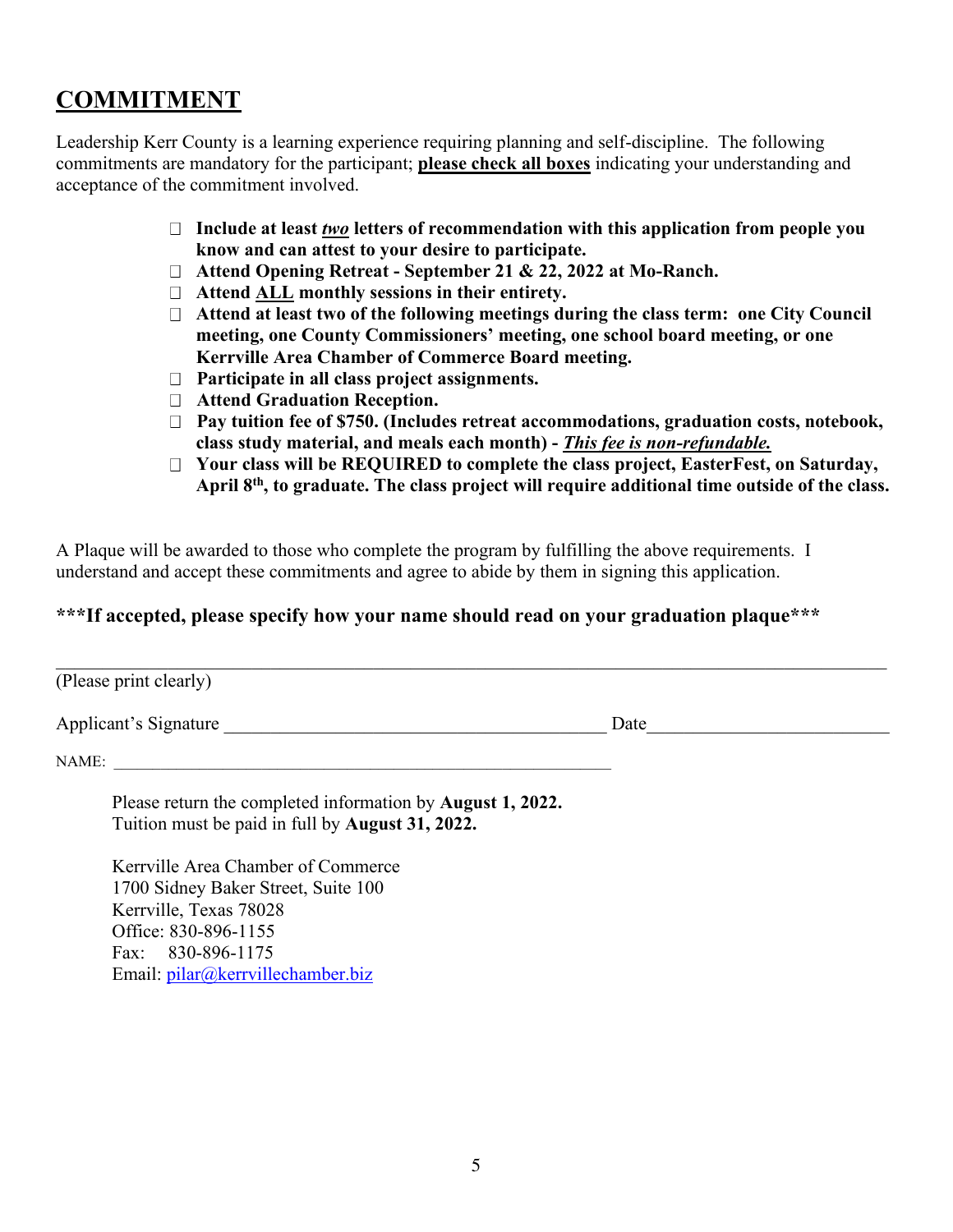## COMMITMENT

Leadership Kerr County is a learning experience requiring planning and self-discipline. The following commitments are mandatory for the participant; **please check all boxes** indicating your understanding and acceptance of the commitment involved.

- ☐ **Include at least *two* letters of recommendation with this application from people you know and can attest to your desire to participate.**
- ☐ **Attend Opening Retreat - September 21 & 22, 2022 at Mo-Ranch.**
- ☐ **Attend ALL monthly sessions in their entirety.**
- ☐ **Attend at least two of the following meetings during the class term: one City Council meeting, one County Commissioners' meeting, one school board meeting, or one Kerrville Area Chamber of Commerce Board meeting.**
- ☐ **Participate in all class project assignments.**
- ☐ **Attend Graduation Reception.**
- ☐ **Pay tuition fee of $750. (Includes retreat accommodations, graduation costs, notebook, class study material, and meals each month) - *This fee is non-refundable.***
- ☐ **Your class will be REQUIRED to complete the class project, EasterFest, on Saturday, April 8th, to graduate. The class project will require additional time outside of the class.**

A Plaque will be awarded to those who complete the program by fulfilling the above requirements. I understand and accept these commitments and agree to abide by them in signing this application.

**\*\*\*If accepted, please specify how your name should read on your graduation plaque\*\*\***

\_\_\_\_\_\_\_\_\_\_\_\_\_\_\_\_\_\_\_\_\_\_\_\_\_\_\_\_\_\_\_\_\_\_\_\_\_\_\_\_\_\_\_\_\_\_\_\_\_\_\_\_\_\_\_\_\_\_\_\_\_\_\_\_\_\_\_\_\_\_\_\_\_\_\_\_\_\_

(Please print clearly)

Applicant's Signature \_\_\_\_\_\_\_\_\_\_\_\_\_\_\_\_\_\_\_\_\_\_\_\_\_\_\_\_\_\_\_\_\_\_\_\_\_\_\_\_ Date\_\_\_\_\_\_\_\_\_\_\_\_\_\_\_\_\_\_\_\_\_\_\_\_\_\_

NAME: \_\_\_\_\_\_\_\_\_\_\_\_\_\_\_\_\_\_\_\_\_\_\_\_\_\_\_\_\_\_\_\_\_\_\_\_\_\_\_\_\_\_\_\_\_\_\_\_\_\_\_\_\_\_\_\_\_\_\_\_\_\_

Please return the completed information by **August 1, 2022.**
Tuition must be paid in full by **August 31, 2022.**

Kerrville Area Chamber of Commerce
1700 Sidney Baker Street, Suite 100
Kerrville, Texas 78028
Office: 830-896-1155
Fax: 830-896-1175
Email: pilar@kerrvillechamber.biz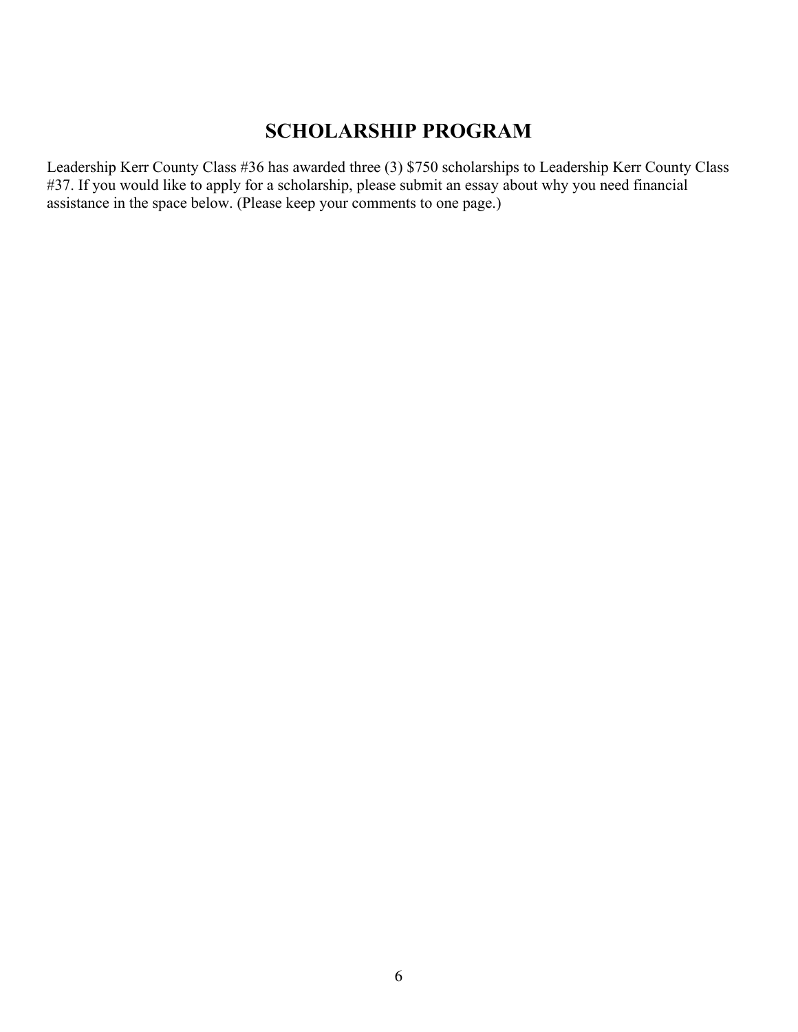# SCHOLARSHIP PROGRAM

Leadership Kerr County Class #36 has awarded three (3) $750 scholarships to Leadership Kerr County Class #37. If you would like to apply for a scholarship, please submit an essay about why you need financial assistance in the space below. (Please keep your comments to one page.)